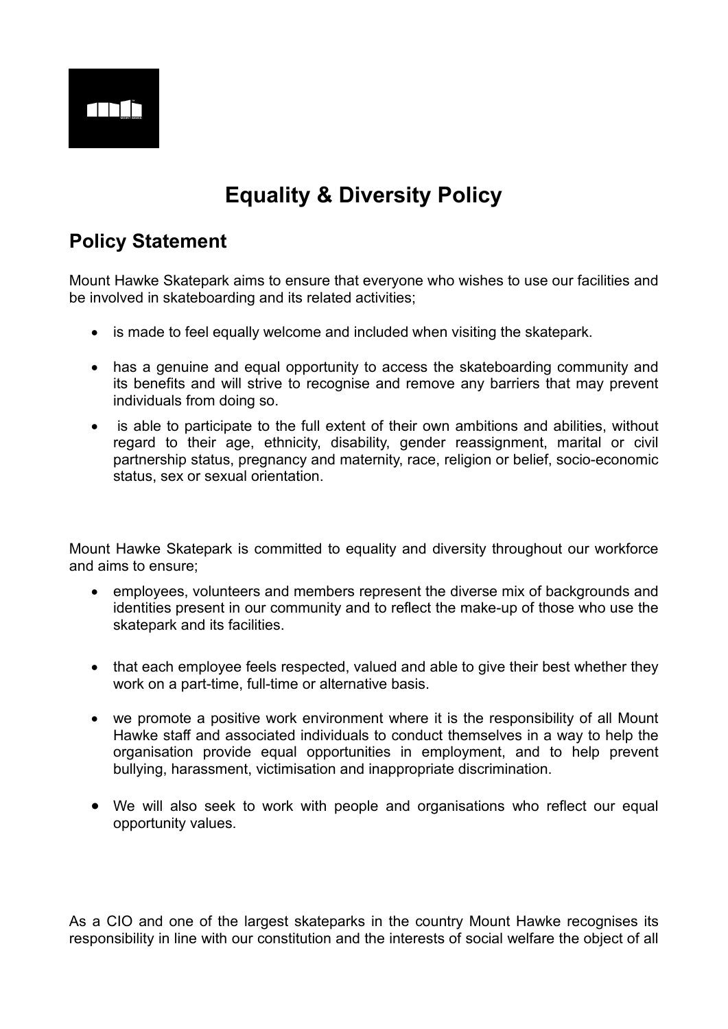# Equality & Diversity Policy

## Policy Statement

Mount Hawke Skatepark aims to ensure that everyone who wishes to use our facilities and be involved in skateboarding and its related activities;

- is made to feel equally welcome and included when visiting the skatepark.
- has a genuine and equal opportunity to access the skateboarding community and its benefits and will strive to recognise and remove any barriers that may prevent individuals from doing so.
- is able to participate to the full extent of their own ambitions and abilities, without regard to their age, ethnicity, disability, gender reassignment, marital or civil partnership status, pregnancy and maternity, race, religion or belief, socio-economic status, sex or sexual orientation.

Mount Hawke Skatepark is committed to equality and diversity throughout our workforce and aims to ensure;

- employees, volunteers and members represent the diverse mix of backgrounds and identities present in our community and to reflect the make-up of those who use the skatepark and its facilities.
- that each employee feels respected, valued and able to give their best whether they work on a part-time, full-time or alternative basis.
- we promote a positive work environment where it is the responsibility of all Mount Hawke staff and associated individuals to conduct themselves in a way to help the organisation provide equal opportunities in employment, and to help prevent bullying, harassment, victimisation and inappropriate discrimination.
- We will also seek to work with people and organisations who reflect our equal opportunity values.

As a CIO and one of the largest skateparks in the country Mount Hawke recognises its responsibility in line with our constitution and the interests of social welfare the object of all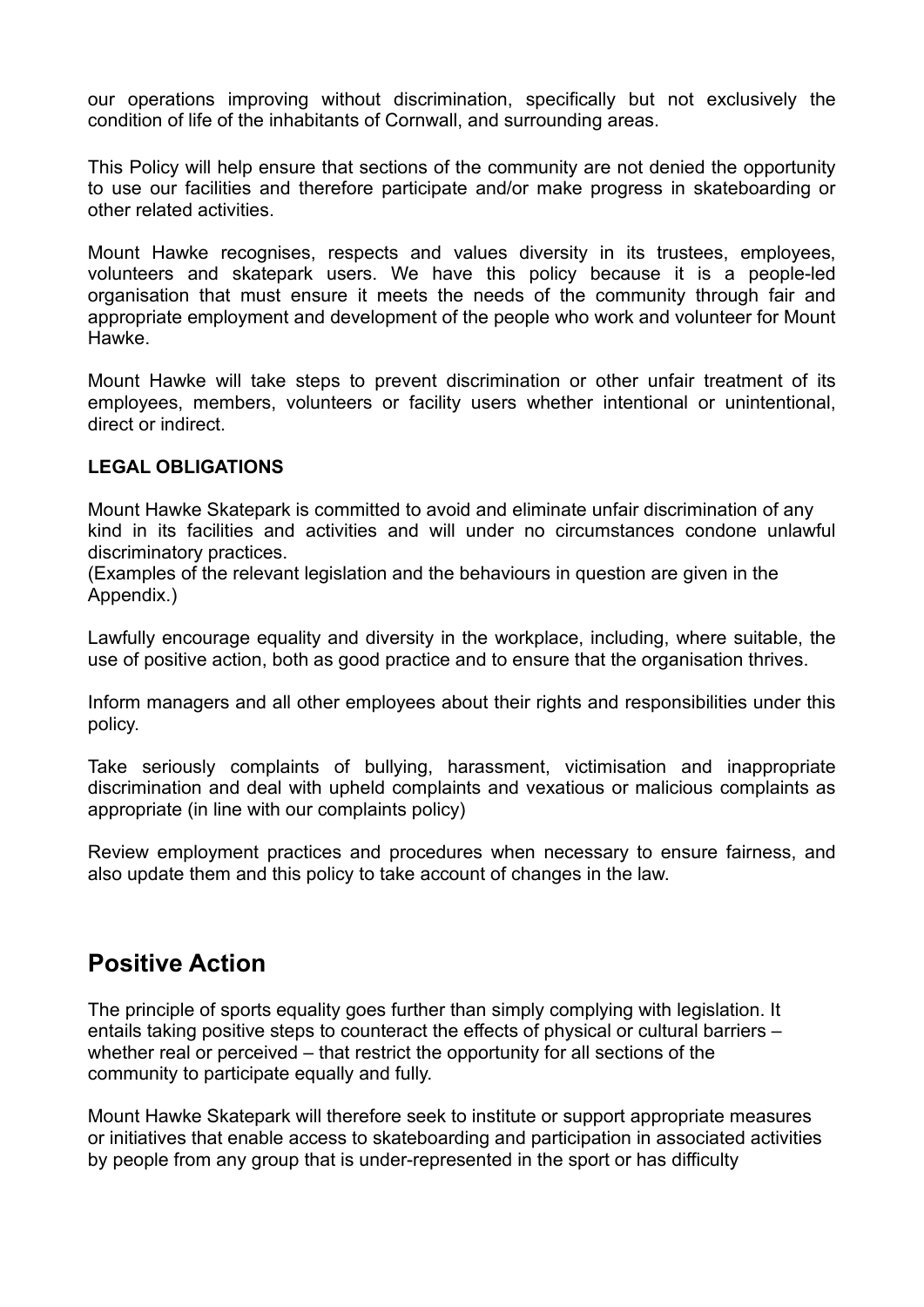our operations improving without discrimination, specifically but not exclusively the condition of life of the inhabitants of Cornwall, and surrounding areas.

This Policy will help ensure that sections of the community are not denied the opportunity to use our facilities and therefore participate and/or make progress in skateboarding or other related activities.

Mount Hawke recognises, respects and values diversity in its trustees, employees, volunteers and skatepark users. We have this policy because it is a people-led organisation that must ensure it meets the needs of the community through fair and appropriate employment and development of the people who work and volunteer for Mount Hawke.

Mount Hawke will take steps to prevent discrimination or other unfair treatment of its employees, members, volunteers or facility users whether intentional or unintentional, direct or indirect.

**LEGAL OBLIGATIONS**

Mount Hawke Skatepark is committed to avoid and eliminate unfair discrimination of any kind in its facilities and activities and will under no circumstances condone unlawful discriminatory practices.
(Examples of the relevant legislation and the behaviours in question are given in the Appendix.)

Lawfully encourage equality and diversity in the workplace, including, where suitable, the use of positive action, both as good practice and to ensure that the organisation thrives.

Inform managers and all other employees about their rights and responsibilities under this policy.

Take seriously complaints of bullying, harassment, victimisation and inappropriate discrimination and deal with upheld complaints and vexatious or malicious complaints as appropriate (in line with our complaints policy)

Review employment practices and procedures when necessary to ensure fairness, and also update them and this policy to take account of changes in the law.

## Positive Action

The principle of sports equality goes further than simply complying with legislation. It entails taking positive steps to counteract the effects of physical or cultural barriers – whether real or perceived – that restrict the opportunity for all sections of the community to participate equally and fully.

Mount Hawke Skatepark will therefore seek to institute or support appropriate measures or initiatives that enable access to skateboarding and participation in associated activities by people from any group that is under-represented in the sport or has difficulty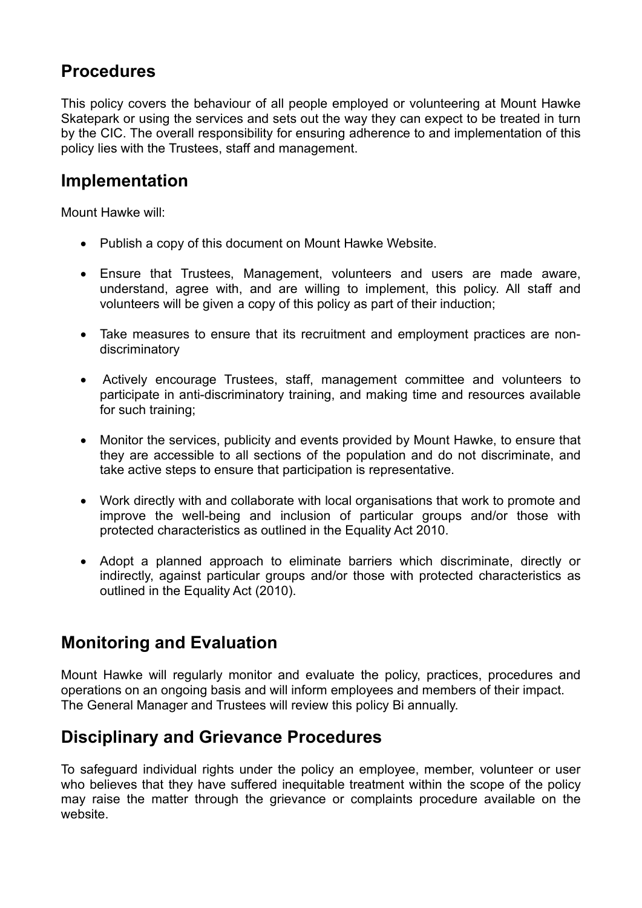## Procedures

This policy covers the behaviour of all people employed or volunteering at Mount Hawke Skatepark or using the services and sets out the way they can expect to be treated in turn by the CIC. The overall responsibility for ensuring adherence to and implementation of this policy lies with the Trustees, staff and management.

## Implementation

Mount Hawke will:

- Publish a copy of this document on Mount Hawke Website.
- Ensure that Trustees, Management, volunteers and users are made aware, understand, agree with, and are willing to implement, this policy. All staff and volunteers will be given a copy of this policy as part of their induction;
- Take measures to ensure that its recruitment and employment practices are non-discriminatory
- Actively encourage Trustees, staff, management committee and volunteers to participate in anti-discriminatory training, and making time and resources available for such training;
- Monitor the services, publicity and events provided by Mount Hawke, to ensure that they are accessible to all sections of the population and do not discriminate, and take active steps to ensure that participation is representative.
- Work directly with and collaborate with local organisations that work to promote and improve the well-being and inclusion of particular groups and/or those with protected characteristics as outlined in the Equality Act 2010.
- Adopt a planned approach to eliminate barriers which discriminate, directly or indirectly, against particular groups and/or those with protected characteristics as outlined in the Equality Act (2010).

## Monitoring and Evaluation

Mount Hawke will regularly monitor and evaluate the policy, practices, procedures and operations on an ongoing basis and will inform employees and members of their impact. The General Manager and Trustees will review this policy Bi annually.

## Disciplinary and Grievance Procedures

To safeguard individual rights under the policy an employee, member, volunteer or user who believes that they have suffered inequitable treatment within the scope of the policy may raise the matter through the grievance or complaints procedure available on the website.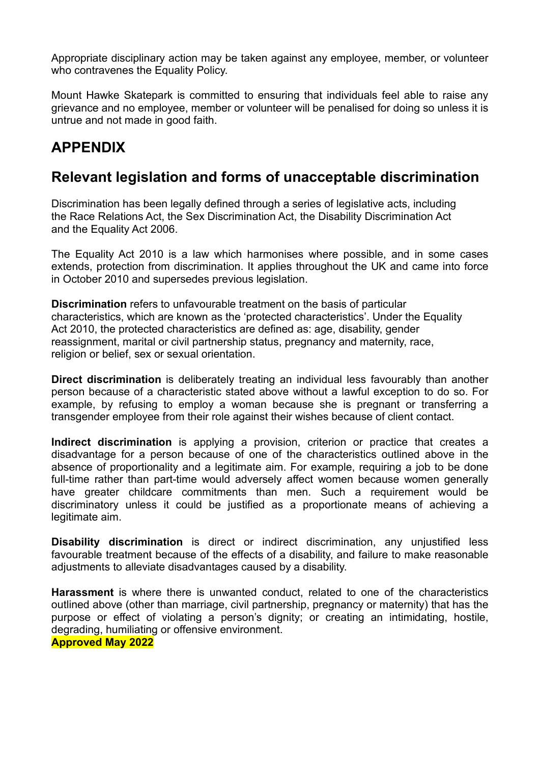Appropriate disciplinary action may be taken against any employee, member, or volunteer who contravenes the Equality Policy.

Mount Hawke Skatepark is committed to ensuring that individuals feel able to raise any grievance and no employee, member or volunteer will be penalised for doing so unless it is untrue and not made in good faith.

# APPENDIX

## Relevant legislation and forms of unacceptable discrimination

Discrimination has been legally defined through a series of legislative acts, including the Race Relations Act, the Sex Discrimination Act, the Disability Discrimination Act and the Equality Act 2006.

The Equality Act 2010 is a law which harmonises where possible, and in some cases extends, protection from discrimination. It applies throughout the UK and came into force in October 2010 and supersedes previous legislation.

**Discrimination** refers to unfavourable treatment on the basis of particular characteristics, which are known as the 'protected characteristics'. Under the Equality Act 2010, the protected characteristics are defined as: age, disability, gender reassignment, marital or civil partnership status, pregnancy and maternity, race, religion or belief, sex or sexual orientation.

**Direct discrimination** is deliberately treating an individual less favourably than another person because of a characteristic stated above without a lawful exception to do so. For example, by refusing to employ a woman because she is pregnant or transferring a transgender employee from their role against their wishes because of client contact.

**Indirect discrimination** is applying a provision, criterion or practice that creates a disadvantage for a person because of one of the characteristics outlined above in the absence of proportionality and a legitimate aim. For example, requiring a job to be done full-time rather than part-time would adversely affect women because women generally have greater childcare commitments than men. Such a requirement would be discriminatory unless it could be justified as a proportionate means of achieving a legitimate aim.

**Disability discrimination** is direct or indirect discrimination, any unjustified less favourable treatment because of the effects of a disability, and failure to make reasonable adjustments to alleviate disadvantages caused by a disability.

**Harassment** is where there is unwanted conduct, related to one of the characteristics outlined above (other than marriage, civil partnership, pregnancy or maternity) that has the purpose or effect of violating a person's dignity; or creating an intimidating, hostile, degrading, humiliating or offensive environment.

**Approved May 2022**